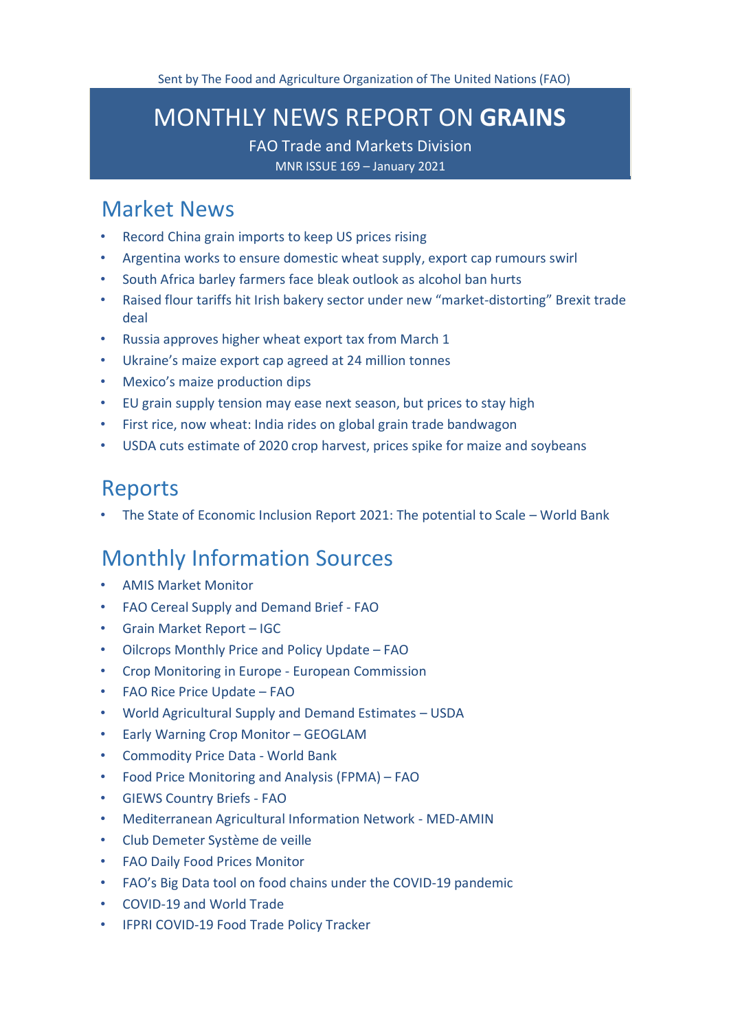Sent by The Food and Agriculture Organization of The United Nations (FAO)

# MONTHLY NEWS REPORT ON **GRAINS**

FAO Trade and Markets Division

MNR ISSUE 169 – January 2021

## Market News

- Record China grain imports to keep US prices rising
- Argentina works to ensure domestic wheat supply, export cap rumours swirl
- South Africa barley farmers face bleak outlook as alcohol ban hurts
- Raised flour tariffs hit Irish bakery sector under new "market-distorting" Brexit trade deal
- Russia approves higher wheat export tax from March 1
- Ukraine's maize export cap agreed at 24 million tonnes
- Mexico's maize production dips
- EU grain supply tension may ease next season, but prices to stay high
- First rice, now wheat: India rides on global grain trade bandwagon
- USDA cuts estimate of 2020 crop harvest, prices spike for maize and soybeans

## Reports

- The State of Economic Inclusion Report 2021: The potential to Scale – World Bank

## Monthly Information Sources

- AMIS Market Monitor
- FAO Cereal Supply and Demand Brief - FAO
- Grain Market Report – IGC
- Oilcrops Monthly Price and Policy Update – FAO
- Crop Monitoring in Europe - European Commission
- FAO Rice Price Update – FAO
- World Agricultural Supply and Demand Estimates – USDA
- Early Warning Crop Monitor – GEOGLAM
- Commodity Price Data - World Bank
- Food Price Monitoring and Analysis (FPMA) – FAO
- GIEWS Country Briefs - FAO
- Mediterranean Agricultural Information Network - MED-AMIN
- Club Demeter Système de veille
- FAO Daily Food Prices Monitor
- FAO's Big Data tool on food chains under the COVID-19 pandemic
- COVID-19 and World Trade
- IFPRI COVID-19 Food Trade Policy Tracker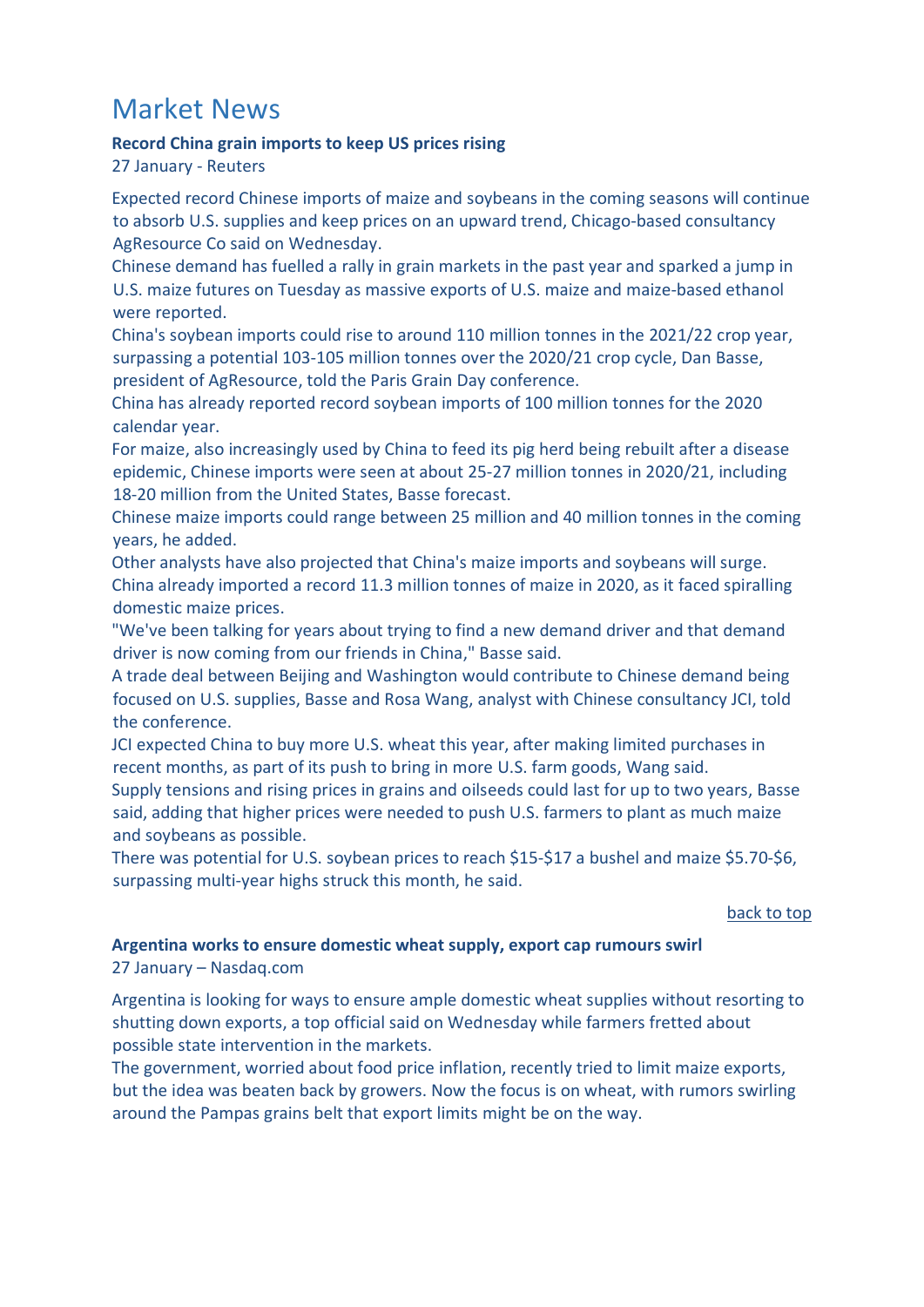# Market News

**Record China grain imports to keep US prices rising**

27 January - Reuters

Expected record Chinese imports of maize and soybeans in the coming seasons will continue to absorb U.S. supplies and keep prices on an upward trend, Chicago-based consultancy AgResource Co said on Wednesday.

Chinese demand has fuelled a rally in grain markets in the past year and sparked a jump in U.S. maize futures on Tuesday as massive exports of U.S. maize and maize-based ethanol were reported.

China's soybean imports could rise to around 110 million tonnes in the 2021/22 crop year, surpassing a potential 103-105 million tonnes over the 2020/21 crop cycle, Dan Basse, president of AgResource, told the Paris Grain Day conference.

China has already reported record soybean imports of 100 million tonnes for the 2020 calendar year.

For maize, also increasingly used by China to feed its pig herd being rebuilt after a disease epidemic, Chinese imports were seen at about 25-27 million tonnes in 2020/21, including 18-20 million from the United States, Basse forecast.

Chinese maize imports could range between 25 million and 40 million tonnes in the coming years, he added.

Other analysts have also projected that China's maize imports and soybeans will surge.

China already imported a record 11.3 million tonnes of maize in 2020, as it faced spiralling domestic maize prices.

"We've been talking for years about trying to find a new demand driver and that demand driver is now coming from our friends in China," Basse said.

A trade deal between Beijing and Washington would contribute to Chinese demand being focused on U.S. supplies, Basse and Rosa Wang, analyst with Chinese consultancy JCI, told the conference.

JCI expected China to buy more U.S. wheat this year, after making limited purchases in recent months, as part of its push to bring in more U.S. farm goods, Wang said.

Supply tensions and rising prices in grains and oilseeds could last for up to two years, Basse said, adding that higher prices were needed to push U.S. farmers to plant as much maize and soybeans as possible.

There was potential for U.S. soybean prices to reach $15-$17 a bushel and maize $5.70-$6, surpassing multi-year highs struck this month, he said.

back to top

**Argentina works to ensure domestic wheat supply, export cap rumours swirl**

27 January – Nasdaq.com

Argentina is looking for ways to ensure ample domestic wheat supplies without resorting to shutting down exports, a top official said on Wednesday while farmers fretted about possible state intervention in the markets.

The government, worried about food price inflation, recently tried to limit maize exports, but the idea was beaten back by growers. Now the focus is on wheat, with rumors swirling around the Pampas grains belt that export limits might be on the way.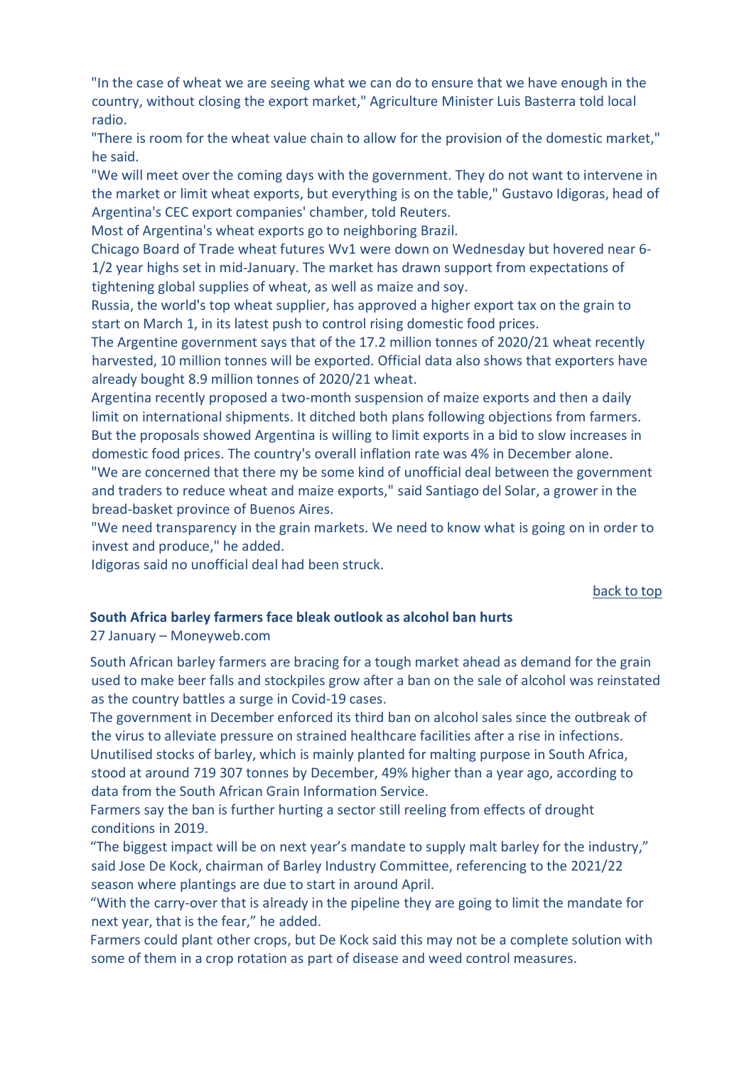"In the case of wheat we are seeing what we can do to ensure that we have enough in the country, without closing the export market," Agriculture Minister Luis Basterra told local radio.

"There is room for the wheat value chain to allow for the provision of the domestic market," he said.

"We will meet over the coming days with the government. They do not want to intervene in the market or limit wheat exports, but everything is on the table," Gustavo Idigoras, head of Argentina's CEC export companies' chamber, told Reuters.

Most of Argentina's wheat exports go to neighboring Brazil.

Chicago Board of Trade wheat futures Wv1 were down on Wednesday but hovered near 6-1/2 year highs set in mid-January. The market has drawn support from expectations of tightening global supplies of wheat, as well as maize and soy.

Russia, the world's top wheat supplier, has approved a higher export tax on the grain to start on March 1, in its latest push to control rising domestic food prices.

The Argentine government says that of the 17.2 million tonnes of 2020/21 wheat recently harvested, 10 million tonnes will be exported. Official data also shows that exporters have already bought 8.9 million tonnes of 2020/21 wheat.

Argentina recently proposed a two-month suspension of maize exports and then a daily limit on international shipments. It ditched both plans following objections from farmers. But the proposals showed Argentina is willing to limit exports in a bid to slow increases in domestic food prices. The country's overall inflation rate was 4% in December alone.

"We are concerned that there my be some kind of unofficial deal between the government and traders to reduce wheat and maize exports," said Santiago del Solar, a grower in the bread-basket province of Buenos Aires.

"We need transparency in the grain markets. We need to know what is going on in order to invest and produce," he added.

Idigoras said no unofficial deal had been struck.

back to top

### South Africa barley farmers face bleak outlook as alcohol ban hurts

27 January – Moneyweb.com

South African barley farmers are bracing for a tough market ahead as demand for the grain used to make beer falls and stockpiles grow after a ban on the sale of alcohol was reinstated as the country battles a surge in Covid-19 cases.

The government in December enforced its third ban on alcohol sales since the outbreak of the virus to alleviate pressure on strained healthcare facilities after a rise in infections.

Unutilised stocks of barley, which is mainly planted for malting purpose in South Africa, stood at around 719 307 tonnes by December, 49% higher than a year ago, according to data from the South African Grain Information Service.

Farmers say the ban is further hurting a sector still reeling from effects of drought conditions in 2019.

"The biggest impact will be on next year's mandate to supply malt barley for the industry," said Jose De Kock, chairman of Barley Industry Committee, referencing to the 2021/22 season where plantings are due to start in around April.

"With the carry-over that is already in the pipeline they are going to limit the mandate for next year, that is the fear," he added.

Farmers could plant other crops, but De Kock said this may not be a complete solution with some of them in a crop rotation as part of disease and weed control measures.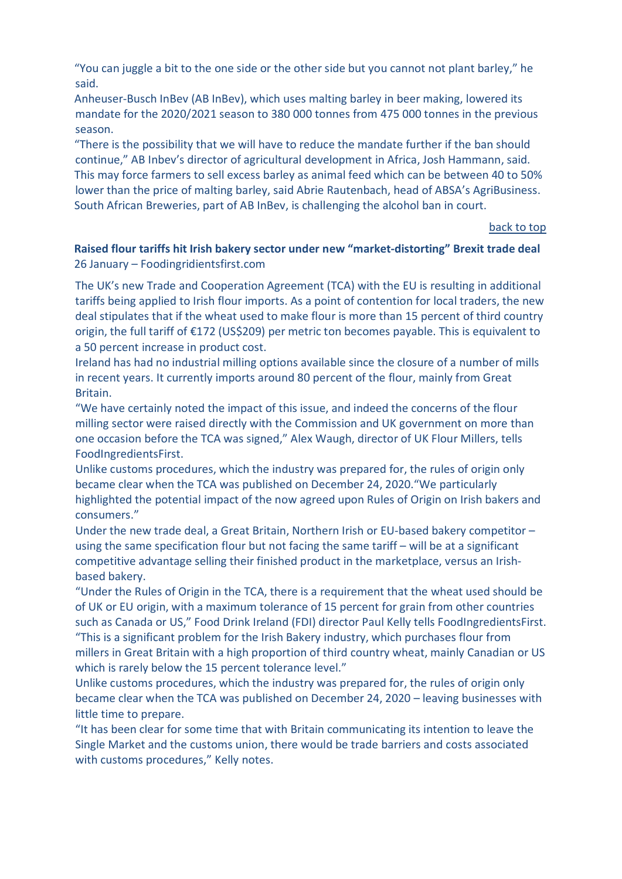"You can juggle a bit to the one side or the other side but you cannot not plant barley," he said.

Anheuser-Busch InBev (AB InBev), which uses malting barley in beer making, lowered its mandate for the 2020/2021 season to 380 000 tonnes from 475 000 tonnes in the previous season.

"There is the possibility that we will have to reduce the mandate further if the ban should continue," AB Inbev's director of agricultural development in Africa, Josh Hammann, said.

This may force farmers to sell excess barley as animal feed which can be between 40 to 50% lower than the price of malting barley, said Abrie Rautenbach, head of ABSA's AgriBusiness.

South African Breweries, part of AB InBev, is challenging the alcohol ban in court.

back to top

**Raised flour tariffs hit Irish bakery sector under new "market-distorting" Brexit trade deal**
26 January – Foodingridientsfirst.com

The UK's new Trade and Cooperation Agreement (TCA) with the EU is resulting in additional tariffs being applied to Irish flour imports. As a point of contention for local traders, the new deal stipulates that if the wheat used to make flour is more than 15 percent of third country origin, the full tariff of €172 (US$209) per metric ton becomes payable. This is equivalent to a 50 percent increase in product cost.

Ireland has had no industrial milling options available since the closure of a number of mills in recent years. It currently imports around 80 percent of the flour, mainly from Great Britain.

"We have certainly noted the impact of this issue, and indeed the concerns of the flour milling sector were raised directly with the Commission and UK government on more than one occasion before the TCA was signed," Alex Waugh, director of UK Flour Millers, tells FoodIngredientsFirst.

Unlike customs procedures, which the industry was prepared for, the rules of origin only became clear when the TCA was published on December 24, 2020."We particularly highlighted the potential impact of the now agreed upon Rules of Origin on Irish bakers and consumers."

Under the new trade deal, a Great Britain, Northern Irish or EU-based bakery competitor – using the same specification flour but not facing the same tariff – will be at a significant competitive advantage selling their finished product in the marketplace, versus an Irish-based bakery.

"Under the Rules of Origin in the TCA, there is a requirement that the wheat used should be of UK or EU origin, with a maximum tolerance of 15 percent for grain from other countries such as Canada or US," Food Drink Ireland (FDI) director Paul Kelly tells FoodIngredientsFirst. "This is a significant problem for the Irish Bakery industry, which purchases flour from millers in Great Britain with a high proportion of third country wheat, mainly Canadian or US which is rarely below the 15 percent tolerance level."

Unlike customs procedures, which the industry was prepared for, the rules of origin only became clear when the TCA was published on December 24, 2020 – leaving businesses with little time to prepare.

"It has been clear for some time that with Britain communicating its intention to leave the Single Market and the customs union, there would be trade barriers and costs associated with customs procedures," Kelly notes.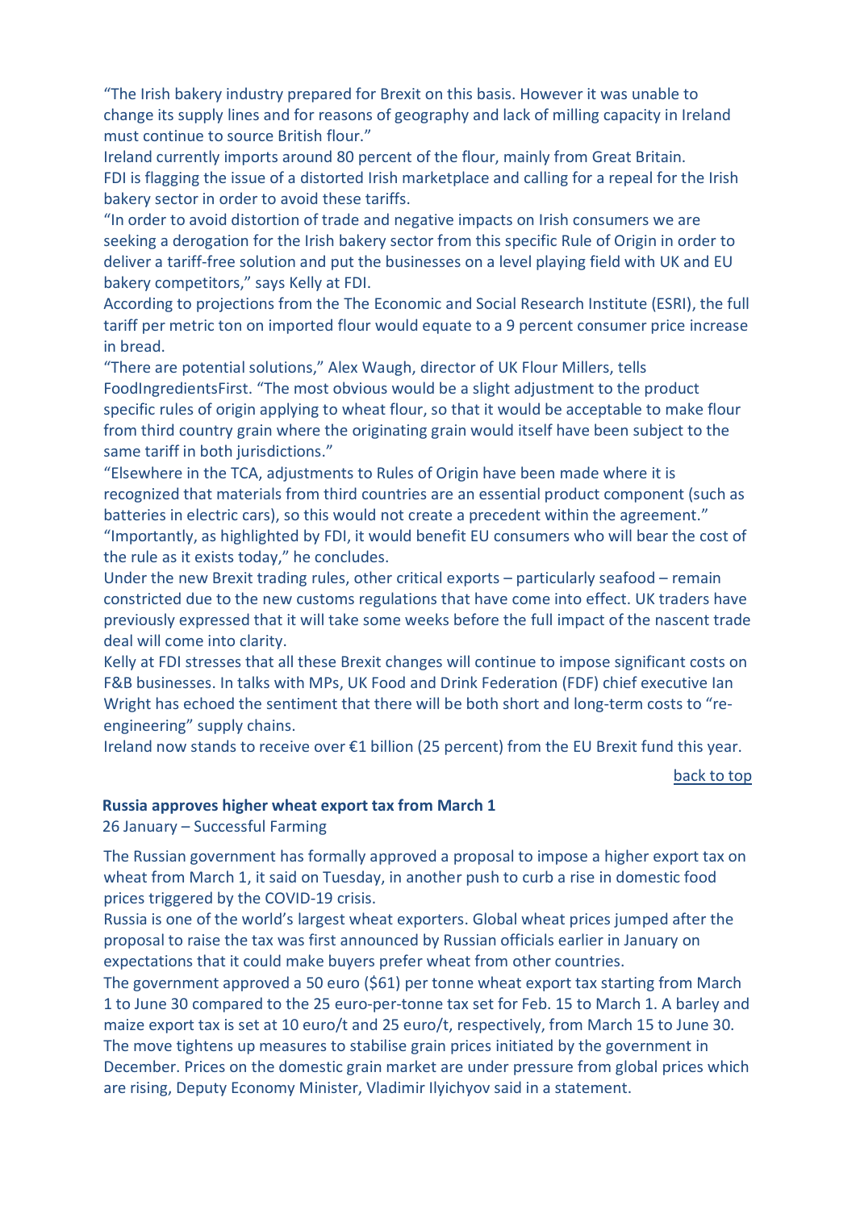"The Irish bakery industry prepared for Brexit on this basis. However it was unable to change its supply lines and for reasons of geography and lack of milling capacity in Ireland must continue to source British flour."

Ireland currently imports around 80 percent of the flour, mainly from Great Britain.

FDI is flagging the issue of a distorted Irish marketplace and calling for a repeal for the Irish bakery sector in order to avoid these tariffs.

"In order to avoid distortion of trade and negative impacts on Irish consumers we are seeking a derogation for the Irish bakery sector from this specific Rule of Origin in order to deliver a tariff-free solution and put the businesses on a level playing field with UK and EU bakery competitors," says Kelly at FDI.

According to projections from the The Economic and Social Research Institute (ESRI), the full tariff per metric ton on imported flour would equate to a 9 percent consumer price increase in bread.

"There are potential solutions," Alex Waugh, director of UK Flour Millers, tells FoodIngredientsFirst. "The most obvious would be a slight adjustment to the product specific rules of origin applying to wheat flour, so that it would be acceptable to make flour from third country grain where the originating grain would itself have been subject to the same tariff in both jurisdictions."

"Elsewhere in the TCA, adjustments to Rules of Origin have been made where it is recognized that materials from third countries are an essential product component (such as batteries in electric cars), so this would not create a precedent within the agreement."

"Importantly, as highlighted by FDI, it would benefit EU consumers who will bear the cost of the rule as it exists today," he concludes.

Under the new Brexit trading rules, other critical exports – particularly seafood – remain constricted due to the new customs regulations that have come into effect. UK traders have previously expressed that it will take some weeks before the full impact of the nascent trade deal will come into clarity.

Kelly at FDI stresses that all these Brexit changes will continue to impose significant costs on F&B businesses. In talks with MPs, UK Food and Drink Federation (FDF) chief executive Ian Wright has echoed the sentiment that there will be both short and long-term costs to "re-engineering" supply chains.

Ireland now stands to receive over €1 billion (25 percent) from the EU Brexit fund this year.

back to top

**Russia approves higher wheat export tax from March 1**

26 January – Successful Farming

The Russian government has formally approved a proposal to impose a higher export tax on wheat from March 1, it said on Tuesday, in another push to curb a rise in domestic food prices triggered by the COVID-19 crisis.

Russia is one of the world's largest wheat exporters. Global wheat prices jumped after the proposal to raise the tax was first announced by Russian officials earlier in January on expectations that it could make buyers prefer wheat from other countries.

The government approved a 50 euro ($61) per tonne wheat export tax starting from March 1 to June 30 compared to the 25 euro-per-tonne tax set for Feb. 15 to March 1. A barley and maize export tax is set at 10 euro/t and 25 euro/t, respectively, from March 15 to June 30.

The move tightens up measures to stabilise grain prices initiated by the government in December. Prices on the domestic grain market are under pressure from global prices which are rising, Deputy Economy Minister, Vladimir Ilyichyov said in a statement.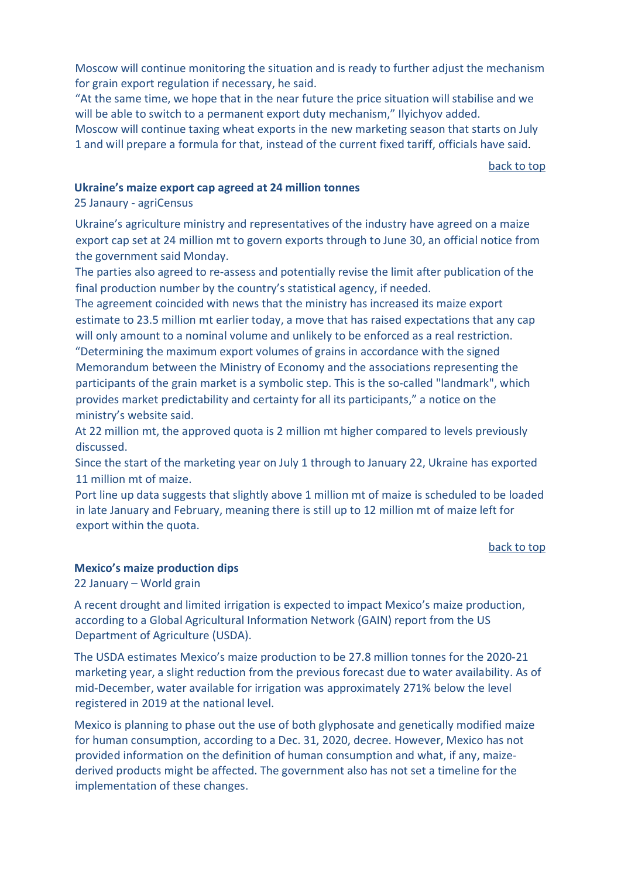Moscow will continue monitoring the situation and is ready to further adjust the mechanism for grain export regulation if necessary, he said.
“At the same time, we hope that in the near future the price situation will stabilise and we will be able to switch to a permanent export duty mechanism,” Ilyichyov added.
Moscow will continue taxing wheat exports in the new marketing season that starts on July 1 and will prepare a formula for that, instead of the current fixed tariff, officials have said.

back to top

**Ukraine’s maize export cap agreed at 24 million tonnes**

25 Janaury - agriCensus

Ukraine’s agriculture ministry and representatives of the industry have agreed on a maize export cap set at 24 million mt to govern exports through to June 30, an official notice from the government said Monday.
The parties also agreed to re-assess and potentially revise the limit after publication of the final production number by the country’s statistical agency, if needed.
The agreement coincided with news that the ministry has increased its maize export estimate to 23.5 million mt earlier today, a move that has raised expectations that any cap will only amount to a nominal volume and unlikely to be enforced as a real restriction.
“Determining the maximum export volumes of grains in accordance with the signed Memorandum between the Ministry of Economy and the associations representing the participants of the grain market is a symbolic step. This is the so-called "landmark", which provides market predictability and certainty for all its participants,” a notice on the ministry’s website said.
At 22 million mt, the approved quota is 2 million mt higher compared to levels previously discussed.
Since the start of the marketing year on July 1 through to January 22, Ukraine has exported 11 million mt of maize.
Port line up data suggests that slightly above 1 million mt of maize is scheduled to be loaded in late January and February, meaning there is still up to 12 million mt of maize left for export within the quota.

back to top

**Mexico’s maize production dips**

22 January – World grain

A recent drought and limited irrigation is expected to impact Mexico’s maize production, according to a Global Agricultural Information Network (GAIN) report from the US Department of Agriculture (USDA).

The USDA estimates Mexico’s maize production to be 27.8 million tonnes for the 2020-21 marketing year, a slight reduction from the previous forecast due to water availability. As of mid-December, water available for irrigation was approximately 271% below the level registered in 2019 at the national level.

Mexico is planning to phase out the use of both glyphosate and genetically modified maize for human consumption, according to a Dec. 31, 2020, decree. However, Mexico has not provided information on the definition of human consumption and what, if any, maize-derived products might be affected. The government also has not set a timeline for the implementation of these changes.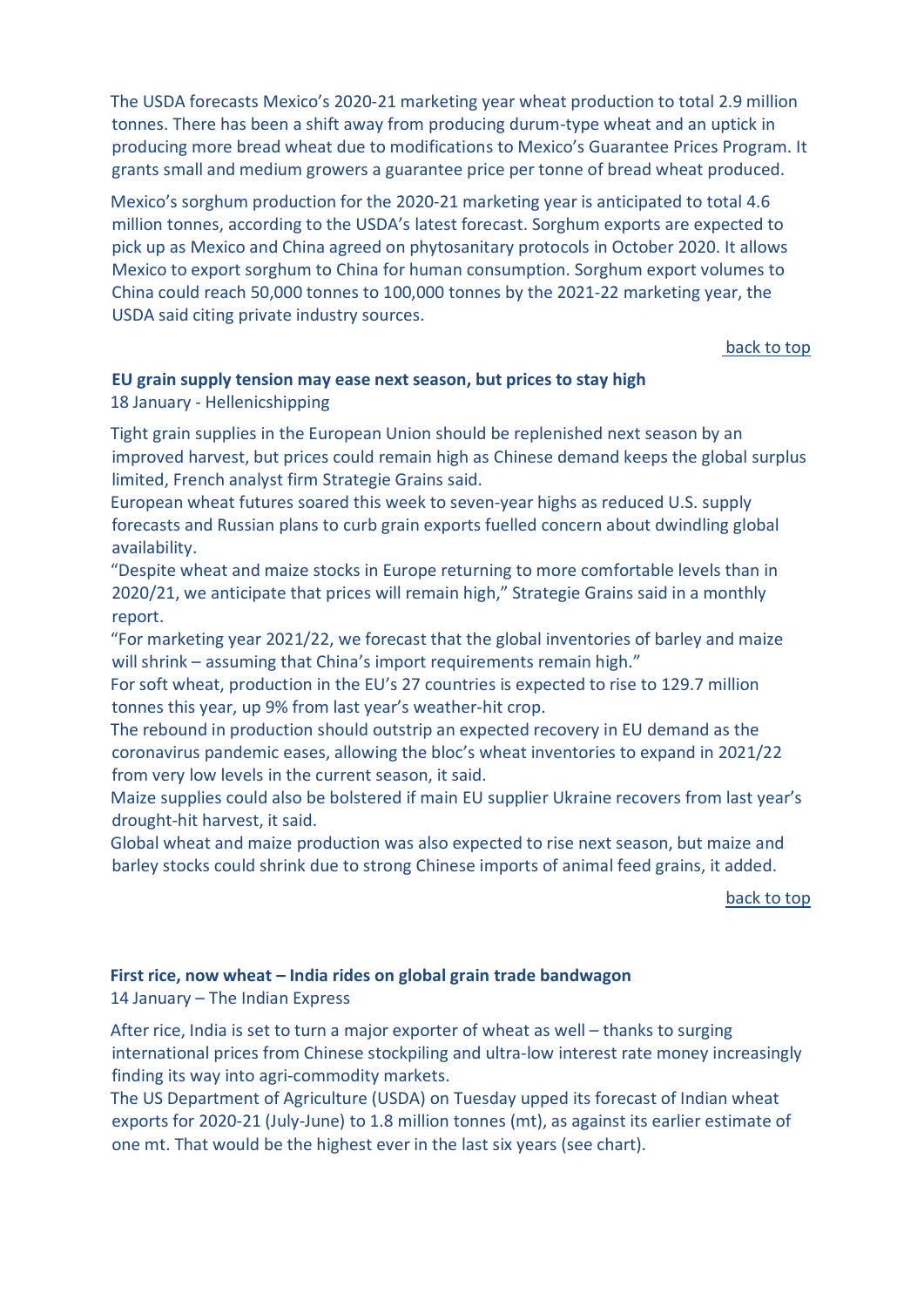The USDA forecasts Mexico's 2020-21 marketing year wheat production to total 2.9 million tonnes. There has been a shift away from producing durum-type wheat and an uptick in producing more bread wheat due to modifications to Mexico's Guarantee Prices Program. It grants small and medium growers a guarantee price per tonne of bread wheat produced.

Mexico's sorghum production for the 2020-21 marketing year is anticipated to total 4.6 million tonnes, according to the USDA's latest forecast. Sorghum exports are expected to pick up as Mexico and China agreed on phytosanitary protocols in October 2020. It allows Mexico to export sorghum to China for human consumption. Sorghum export volumes to China could reach 50,000 tonnes to 100,000 tonnes by the 2021-22 marketing year, the USDA said citing private industry sources.

back to top

**EU grain supply tension may ease next season, but prices to stay high**

18 January - Hellenicshipping

Tight grain supplies in the European Union should be replenished next season by an improved harvest, but prices could remain high as Chinese demand keeps the global surplus limited, French analyst firm Strategie Grains said.

European wheat futures soared this week to seven-year highs as reduced U.S. supply forecasts and Russian plans to curb grain exports fuelled concern about dwindling global availability.

"Despite wheat and maize stocks in Europe returning to more comfortable levels than in 2020/21, we anticipate that prices will remain high," Strategie Grains said in a monthly report.

"For marketing year 2021/22, we forecast that the global inventories of barley and maize will shrink – assuming that China's import requirements remain high."

For soft wheat, production in the EU's 27 countries is expected to rise to 129.7 million tonnes this year, up 9% from last year's weather-hit crop.

The rebound in production should outstrip an expected recovery in EU demand as the coronavirus pandemic eases, allowing the bloc's wheat inventories to expand in 2021/22 from very low levels in the current season, it said.

Maize supplies could also be bolstered if main EU supplier Ukraine recovers from last year's drought-hit harvest, it said.

Global wheat and maize production was also expected to rise next season, but maize and barley stocks could shrink due to strong Chinese imports of animal feed grains, it added.

back to top

**First rice, now wheat – India rides on global grain trade bandwagon**

14 January – The Indian Express

After rice, India is set to turn a major exporter of wheat as well – thanks to surging international prices from Chinese stockpiling and ultra-low interest rate money increasingly finding its way into agri-commodity markets.

The US Department of Agriculture (USDA) on Tuesday upped its forecast of Indian wheat exports for 2020-21 (July-June) to 1.8 million tonnes (mt), as against its earlier estimate of one mt. That would be the highest ever in the last six years (see chart).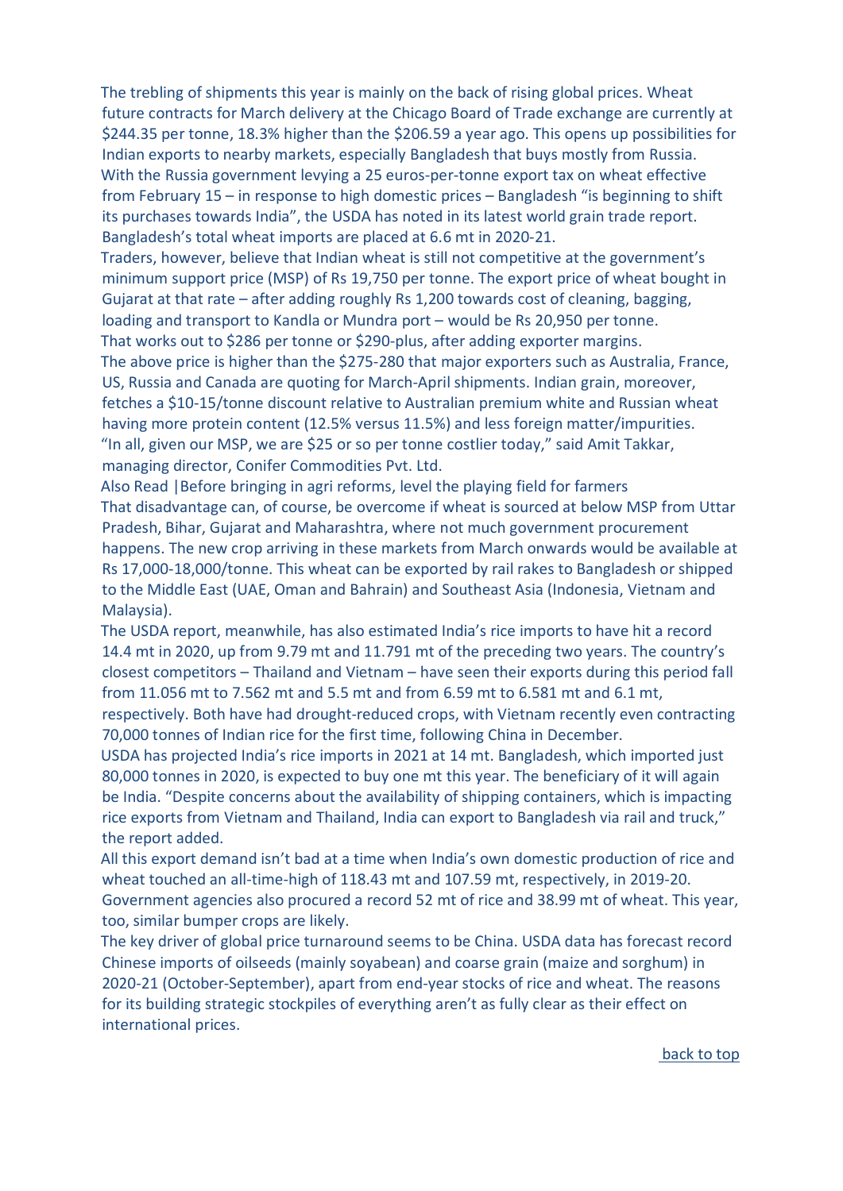The trebling of shipments this year is mainly on the back of rising global prices. Wheat future contracts for March delivery at the Chicago Board of Trade exchange are currently at $244.35 per tonne, 18.3% higher than the $206.59 a year ago. This opens up possibilities for Indian exports to nearby markets, especially Bangladesh that buys mostly from Russia. With the Russia government levying a 25 euros-per-tonne export tax on wheat effective from February 15 – in response to high domestic prices – Bangladesh "is beginning to shift its purchases towards India", the USDA has noted in its latest world grain trade report. Bangladesh's total wheat imports are placed at 6.6 mt in 2020-21.

Traders, however, believe that Indian wheat is still not competitive at the government's minimum support price (MSP) of Rs 19,750 per tonne. The export price of wheat bought in Gujarat at that rate – after adding roughly Rs 1,200 towards cost of cleaning, bagging, loading and transport to Kandla or Mundra port – would be Rs 20,950 per tonne.

That works out to $286 per tonne or $290-plus, after adding exporter margins.

The above price is higher than the $275-280 that major exporters such as Australia, France, US, Russia and Canada are quoting for March-April shipments. Indian grain, moreover, fetches a $10-15/tonne discount relative to Australian premium white and Russian wheat having more protein content (12.5% versus 11.5%) and less foreign matter/impurities. "In all, given our MSP, we are $25 or so per tonne costlier today," said Amit Takkar, managing director, Conifer Commodities Pvt. Ltd.

Also Read |Before bringing in agri reforms, level the playing field for farmers

That disadvantage can, of course, be overcome if wheat is sourced at below MSP from Uttar Pradesh, Bihar, Gujarat and Maharashtra, where not much government procurement happens. The new crop arriving in these markets from March onwards would be available at Rs 17,000-18,000/tonne. This wheat can be exported by rail rakes to Bangladesh or shipped to the Middle East (UAE, Oman and Bahrain) and Southeast Asia (Indonesia, Vietnam and Malaysia).

The USDA report, meanwhile, has also estimated India's rice imports to have hit a record 14.4 mt in 2020, up from 9.79 mt and 11.791 mt of the preceding two years. The country's closest competitors – Thailand and Vietnam – have seen their exports during this period fall from 11.056 mt to 7.562 mt and 5.5 mt and from 6.59 mt to 6.581 mt and 6.1 mt, respectively. Both have had drought-reduced crops, with Vietnam recently even contracting 70,000 tonnes of Indian rice for the first time, following China in December.

USDA has projected India's rice imports in 2021 at 14 mt. Bangladesh, which imported just 80,000 tonnes in 2020, is expected to buy one mt this year. The beneficiary of it will again be India. "Despite concerns about the availability of shipping containers, which is impacting rice exports from Vietnam and Thailand, India can export to Bangladesh via rail and truck," the report added.

All this export demand isn't bad at a time when India's own domestic production of rice and wheat touched an all-time-high of 118.43 mt and 107.59 mt, respectively, in 2019-20. Government agencies also procured a record 52 mt of rice and 38.99 mt of wheat. This year, too, similar bumper crops are likely.

The key driver of global price turnaround seems to be China. USDA data has forecast record Chinese imports of oilseeds (mainly soyabean) and coarse grain (maize and sorghum) in 2020-21 (October-September), apart from end-year stocks of rice and wheat. The reasons for its building strategic stockpiles of everything aren't as fully clear as their effect on international prices.

back to top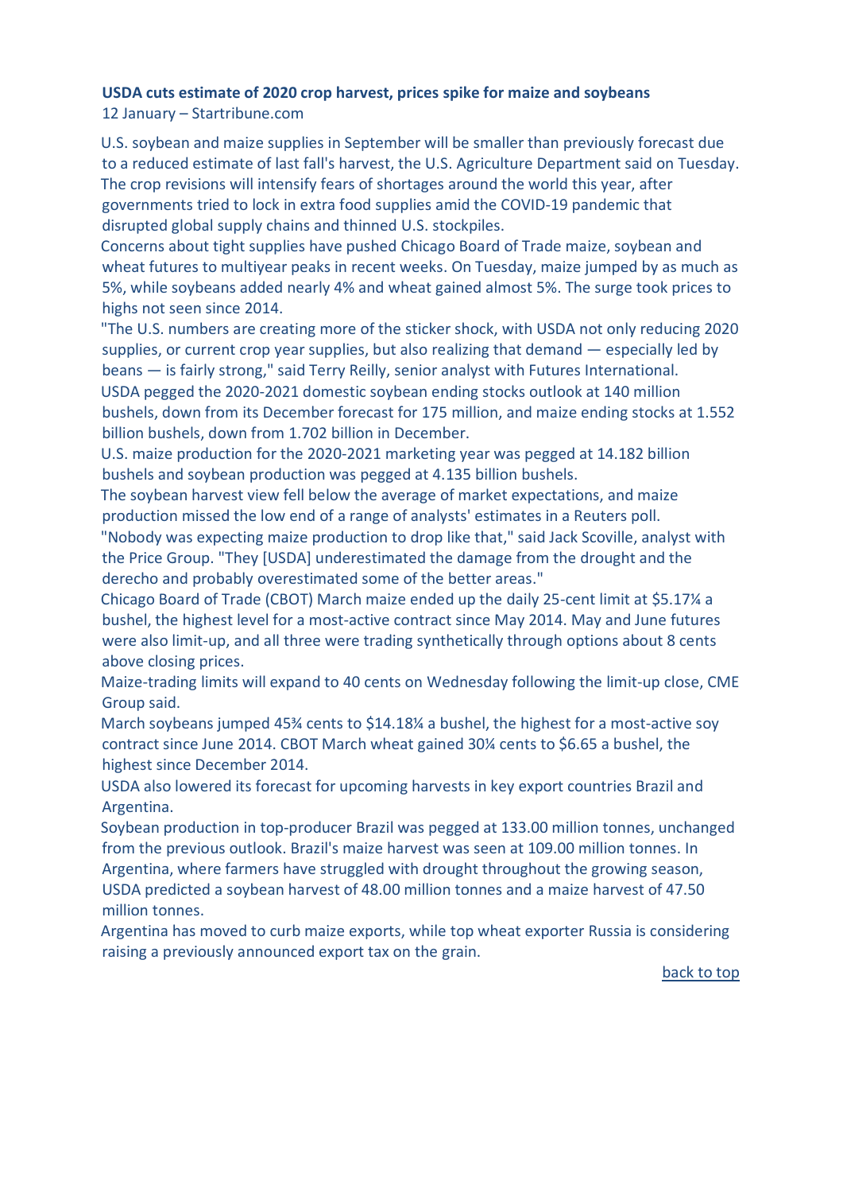**USDA cuts estimate of 2020 crop harvest, prices spike for maize and soybeans**

12 January – Startribune.com

U.S. soybean and maize supplies in September will be smaller than previously forecast due to a reduced estimate of last fall's harvest, the U.S. Agriculture Department said on Tuesday. The crop revisions will intensify fears of shortages around the world this year, after governments tried to lock in extra food supplies amid the COVID-19 pandemic that disrupted global supply chains and thinned U.S. stockpiles.

Concerns about tight supplies have pushed Chicago Board of Trade maize, soybean and wheat futures to multiyear peaks in recent weeks. On Tuesday, maize jumped by as much as 5%, while soybeans added nearly 4% and wheat gained almost 5%. The surge took prices to highs not seen since 2014.

"The U.S. numbers are creating more of the sticker shock, with USDA not only reducing 2020 supplies, or current crop year supplies, but also realizing that demand — especially led by beans — is fairly strong," said Terry Reilly, senior analyst with Futures International.

USDA pegged the 2020-2021 domestic soybean ending stocks outlook at 140 million bushels, down from its December forecast for 175 million, and maize ending stocks at 1.552 billion bushels, down from 1.702 billion in December.

U.S. maize production for the 2020-2021 marketing year was pegged at 14.182 billion bushels and soybean production was pegged at 4.135 billion bushels.

The soybean harvest view fell below the average of market expectations, and maize production missed the low end of a range of analysts' estimates in a Reuters poll.

"Nobody was expecting maize production to drop like that," said Jack Scoville, analyst with the Price Group. "They [USDA] underestimated the damage from the drought and the derecho and probably overestimated some of the better areas."

Chicago Board of Trade (CBOT) March maize ended up the daily 25-cent limit at $5.17¼ a bushel, the highest level for a most-active contract since May 2014. May and June futures were also limit-up, and all three were trading synthetically through options about 8 cents above closing prices.

Maize-trading limits will expand to 40 cents on Wednesday following the limit-up close, CME Group said.

March soybeans jumped 45¾ cents to $14.18¼ a bushel, the highest for a most-active soy contract since June 2014. CBOT March wheat gained 30¼ cents to $6.65 a bushel, the highest since December 2014.

USDA also lowered its forecast for upcoming harvests in key export countries Brazil and Argentina.

Soybean production in top-producer Brazil was pegged at 133.00 million tonnes, unchanged from the previous outlook. Brazil's maize harvest was seen at 109.00 million tonnes. In Argentina, where farmers have struggled with drought throughout the growing season, USDA predicted a soybean harvest of 48.00 million tonnes and a maize harvest of 47.50 million tonnes.

Argentina has moved to curb maize exports, while top wheat exporter Russia is considering raising a previously announced export tax on the grain.

back to top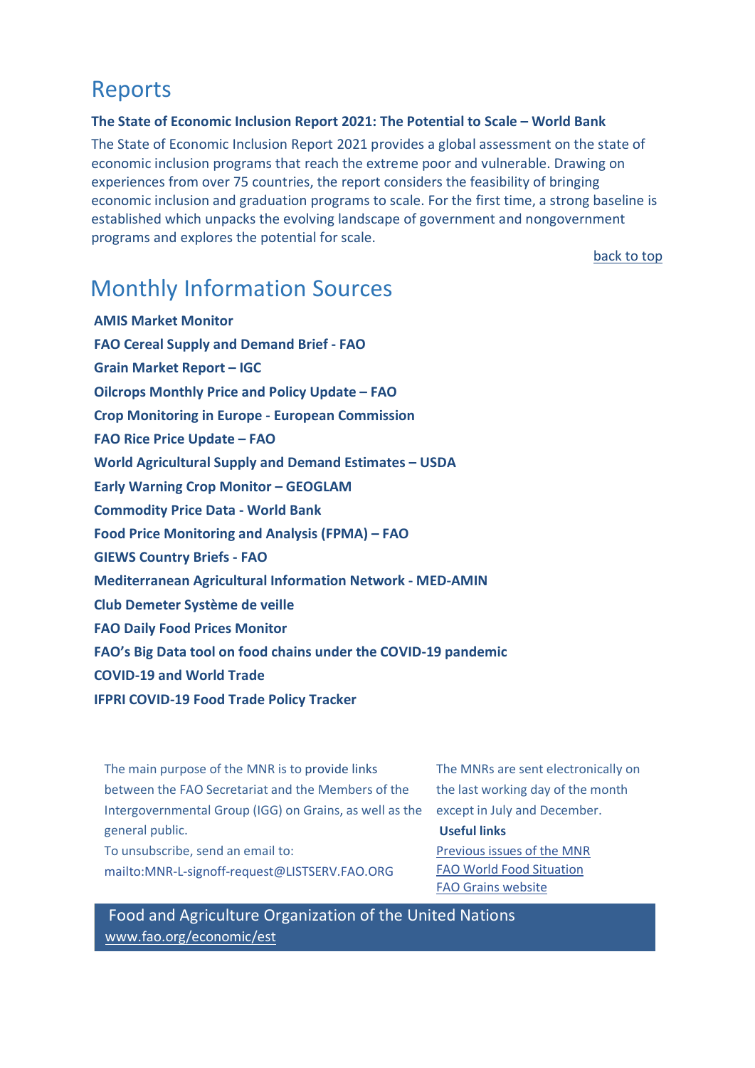## Reports

**The State of Economic Inclusion Report 2021: The Potential to Scale – World Bank**

The State of Economic Inclusion Report 2021 provides a global assessment on the state of economic inclusion programs that reach the extreme poor and vulnerable. Drawing on experiences from over 75 countries, the report considers the feasibility of bringing economic inclusion and graduation programs to scale. For the first time, a strong baseline is established which unpacks the evolving landscape of government and nongovernment programs and explores the potential for scale.

back to top

## Monthly Information Sources

**AMIS Market Monitor**

**FAO Cereal Supply and Demand Brief - FAO**

**Grain Market Report – IGC**

**Oilcrops Monthly Price and Policy Update – FAO**

**Crop Monitoring in Europe - European Commission**

**FAO Rice Price Update – FAO**

**World Agricultural Supply and Demand Estimates – USDA**

**Early Warning Crop Monitor – GEOGLAM**

**Commodity Price Data - World Bank**

**Food Price Monitoring and Analysis (FPMA) – FAO**

**GIEWS Country Briefs - FAO**

**Mediterranean Agricultural Information Network - MED-AMIN**

**Club Demeter Système de veille**

**FAO Daily Food Prices Monitor**

**FAO's Big Data tool on food chains under the COVID-19 pandemic**

**COVID-19 and World Trade**

**IFPRI COVID-19 Food Trade Policy Tracker**

The main purpose of the MNR is to provide links between the FAO Secretariat and the Members of the Intergovernmental Group (IGG) on Grains, as well as the general public.

To unsubscribe, send an email to: mailto:MNR-L-signoff-request@LISTSERV.FAO.ORG

The MNRs are sent electronically on the last working day of the month except in July and December.

**Useful links**

Previous issues of the MNR

FAO World Food Situation

FAO Grains website

Food and Agriculture Organization of the United Nations

www.fao.org/economic/est